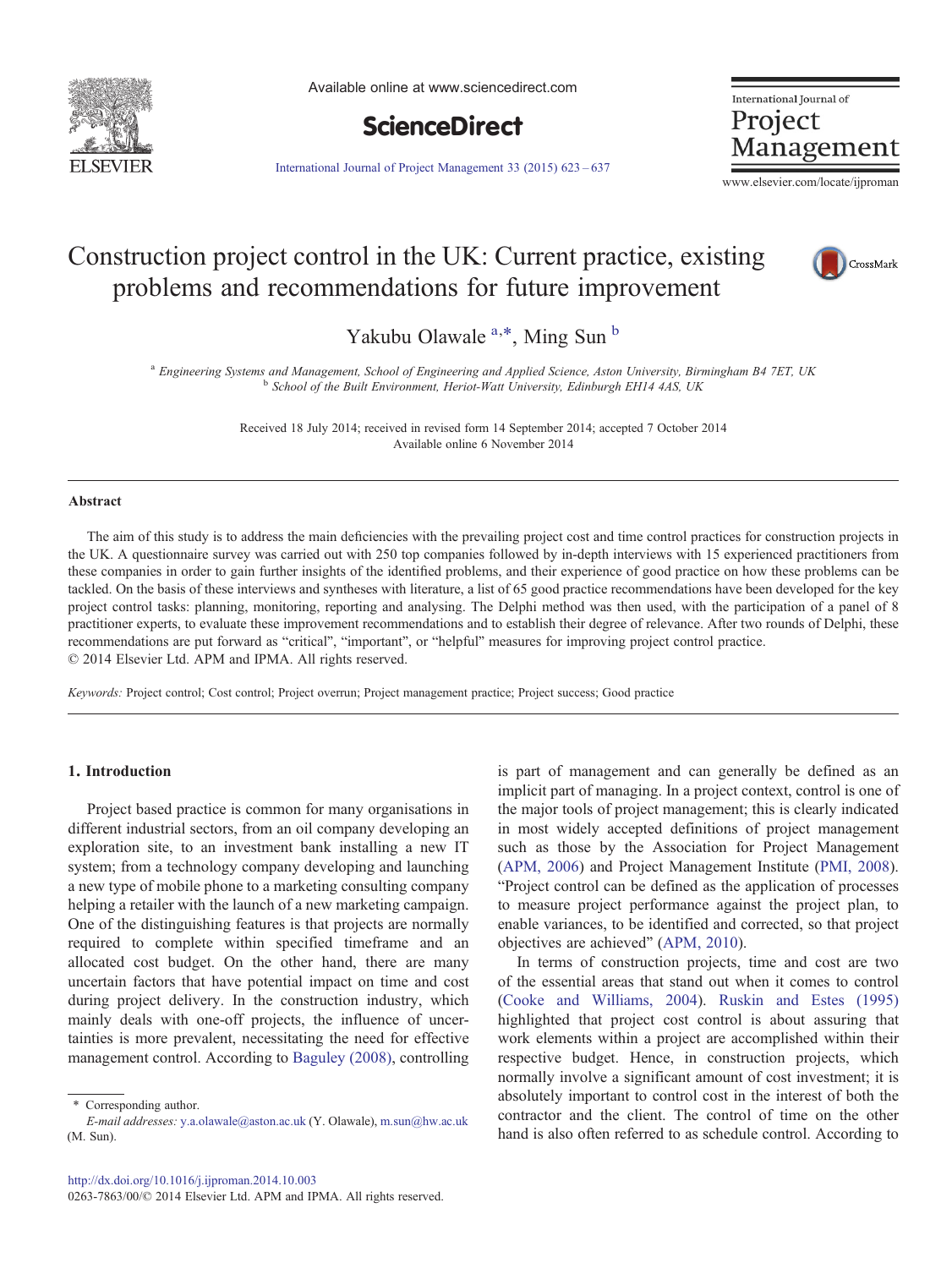# Construction project control in the UK: Current practice, existing problems and recommendations for future improvement

Yakubu Olawale [a,*], Ming Sun [b]

[a] *Engineering Systems and Management, School of Engineering and Applied Science, Aston University, Birmingham B4 7ET, UK*
[b] *School of the Built Environment, Heriot-Watt University, Edinburgh EH14 4AS, UK*

Received 18 July 2014; received in revised form 14 September 2014; accepted 7 October 2014
Available online 6 November 2014

## Abstract

The aim of this study is to address the main deficiencies with the prevailing project cost and time control practices for construction projects in the UK. A questionnaire survey was carried out with 250 top companies followed by in-depth interviews with 15 experienced practitioners from these companies in order to gain further insights of the identified problems, and their experience of good practice on how these problems can be tackled. On the basis of these interviews and syntheses with literature, a list of 65 good practice recommendations have been developed for the key project control tasks: planning, monitoring, reporting and analysing. The Delphi method was then used, with the participation of a panel of 8 practitioner experts, to evaluate these improvement recommendations and to establish their degree of relevance. After two rounds of Delphi, these recommendations are put forward as "critical", "important", or "helpful" measures for improving project control practice.
© 2014 Elsevier Ltd. APM and IPMA. All rights reserved.

*Keywords:* Project control; Cost control; Project overrun; Project management practice; Project success; Good practice

## 1. Introduction

Project based practice is common for many organisations in different industrial sectors, from an oil company developing an exploration site, to an investment bank installing a new IT system; from a technology company developing and launching a new type of mobile phone to a marketing consulting company helping a retailer with the launch of a new marketing campaign. One of the distinguishing features is that projects are normally required to complete within specified timeframe and an allocated cost budget. On the other hand, there are many uncertain factors that have potential impact on time and cost during project delivery. In the construction industry, which mainly deals with one-off projects, the influence of uncertainties is more prevalent, necessitating the need for effective management control. According to Baguley (2008), controlling is part of management and can generally be defined as an implicit part of managing. In a project context, control is one of the major tools of project management; this is clearly indicated in most widely accepted definitions of project management such as those by the Association for Project Management (APM, 2006) and Project Management Institute (PMI, 2008). "Project control can be defined as the application of processes to measure project performance against the project plan, to enable variances, to be identified and corrected, so that project objectives are achieved" (APM, 2010).

In terms of construction projects, time and cost are two of the essential areas that stand out when it comes to control (Cooke and Williams, 2004). Ruskin and Estes (1995) highlighted that project cost control is about assuring that work elements within a project are accomplished within their respective budget. Hence, in construction projects, which normally involve a significant amount of cost investment; it is absolutely important to control cost in the interest of both the contractor and the client. The control of time on the other hand is also often referred to as schedule control. According to

\* Corresponding author.
*E-mail addresses:* y.a.olawale@aston.ac.uk (Y. Olawale), m.sun@hw.ac.uk (M. Sun).

http://dx.doi.org/10.1016/j.ijproman.2014.10.003
0263-7863/00/© 2014 Elsevier Ltd. APM and IPMA. All rights reserved.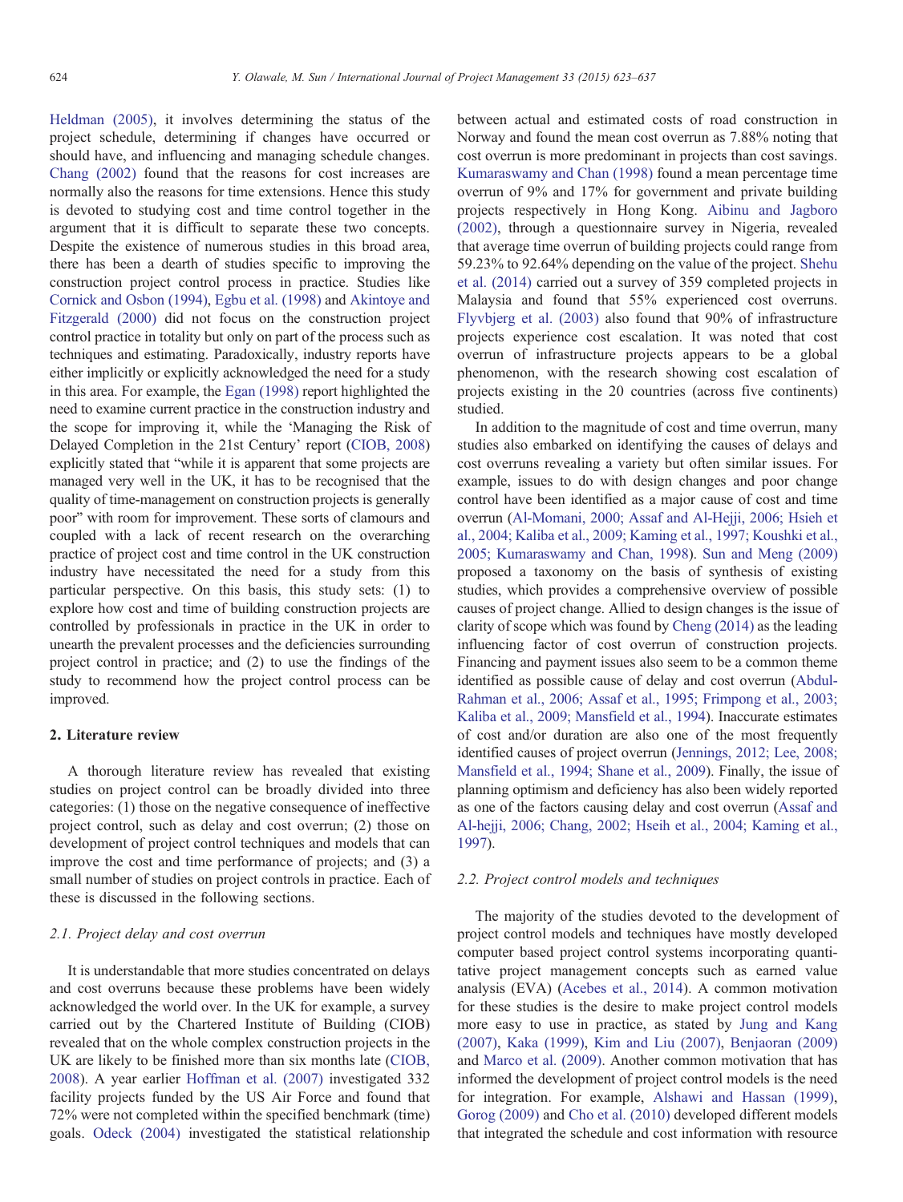Heldman (2005), it involves determining the status of the project schedule, determining if changes have occurred or should have, and influencing and managing schedule changes. Chang (2002) found that the reasons for cost increases are normally also the reasons for time extensions. Hence this study is devoted to studying cost and time control together in the argument that it is difficult to separate these two concepts. Despite the existence of numerous studies in this broad area, there has been a dearth of studies specific to improving the construction project control process in practice. Studies like Cornick and Osbon (1994), Egbu et al. (1998) and Akintoye and Fitzgerald (2000) did not focus on the construction project control practice in totality but only on part of the process such as techniques and estimating. Paradoxically, industry reports have either implicitly or explicitly acknowledged the need for a study in this area. For example, the Egan (1998) report highlighted the need to examine current practice in the construction industry and the scope for improving it, while the 'Managing the Risk of Delayed Completion in the 21st Century' report (CIOB, 2008) explicitly stated that "while it is apparent that some projects are managed very well in the UK, it has to be recognised that the quality of time-management on construction projects is generally poor" with room for improvement. These sorts of clamours and coupled with a lack of recent research on the overarching practice of project cost and time control in the UK construction industry have necessitated the need for a study from this particular perspective. On this basis, this study sets: (1) to explore how cost and time of building construction projects are controlled by professionals in practice in the UK in order to unearth the prevalent processes and the deficiencies surrounding project control in practice; and (2) to use the findings of the study to recommend how the project control process can be improved.

## 2. Literature review

A thorough literature review has revealed that existing studies on project control can be broadly divided into three categories: (1) those on the negative consequence of ineffective project control, such as delay and cost overrun; (2) those on development of project control techniques and models that can improve the cost and time performance of projects; and (3) a small number of studies on project controls in practice. Each of these is discussed in the following sections.

### 2.1. Project delay and cost overrun

It is understandable that more studies concentrated on delays and cost overruns because these problems have been widely acknowledged the world over. In the UK for example, a survey carried out by the Chartered Institute of Building (CIOB) revealed that on the whole complex construction projects in the UK are likely to be finished more than six months late (CIOB, 2008). A year earlier Hoffman et al. (2007) investigated 332 facility projects funded by the US Air Force and found that 72% were not completed within the specified benchmark (time) goals. Odeck (2004) investigated the statistical relationship between actual and estimated costs of road construction in Norway and found the mean cost overrun as 7.88% noting that cost overrun is more predominant in projects than cost savings. Kumaraswamy and Chan (1998) found a mean percentage time overrun of 9% and 17% for government and private building projects respectively in Hong Kong. Aibinu and Jagboro (2002), through a questionnaire survey in Nigeria, revealed that average time overrun of building projects could range from 59.23% to 92.64% depending on the value of the project. Shehu et al. (2014) carried out a survey of 359 completed projects in Malaysia and found that 55% experienced cost overruns. Flyvbjerg et al. (2003) also found that 90% of infrastructure projects experience cost escalation. It was noted that cost overrun of infrastructure projects appears to be a global phenomenon, with the research showing cost escalation of projects existing in the 20 countries (across five continents) studied.

In addition to the magnitude of cost and time overrun, many studies also embarked on identifying the causes of delays and cost overruns revealing a variety but often similar issues. For example, issues to do with design changes and poor change control have been identified as a major cause of cost and time overrun (Al-Momani, 2000; Assaf and Al-Hejji, 2006; Hsieh et al., 2004; Kaliba et al., 2009; Kaming et al., 1997; Koushki et al., 2005; Kumaraswamy and Chan, 1998). Sun and Meng (2009) proposed a taxonomy on the basis of synthesis of existing studies, which provides a comprehensive overview of possible causes of project change. Allied to design changes is the issue of clarity of scope which was found by Cheng (2014) as the leading influencing factor of cost overrun of construction projects. Financing and payment issues also seem to be a common theme identified as possible cause of delay and cost overrun (Abdul-Rahman et al., 2006; Assaf et al., 1995; Frimpong et al., 2003; Kaliba et al., 2009; Mansfield et al., 1994). Inaccurate estimates of cost and/or duration are also one of the most frequently identified causes of project overrun (Jennings, 2012; Lee, 2008; Mansfield et al., 1994; Shane et al., 2009). Finally, the issue of planning optimism and deficiency has also been widely reported as one of the factors causing delay and cost overrun (Assaf and Al-hejji, 2006; Chang, 2002; Hseih et al., 2004; Kaming et al., 1997).

### 2.2. Project control models and techniques

The majority of the studies devoted to the development of project control models and techniques have mostly developed computer based project control systems incorporating quantitative project management concepts such as earned value analysis (EVA) (Acebes et al., 2014). A common motivation for these studies is the desire to make project control models more easy to use in practice, as stated by Jung and Kang (2007), Kaka (1999), Kim and Liu (2007), Benjaoran (2009) and Marco et al. (2009). Another common motivation that has informed the development of project control models is the need for integration. For example, Alshawi and Hassan (1999), Gorog (2009) and Cho et al. (2010) developed different models that integrated the schedule and cost information with resource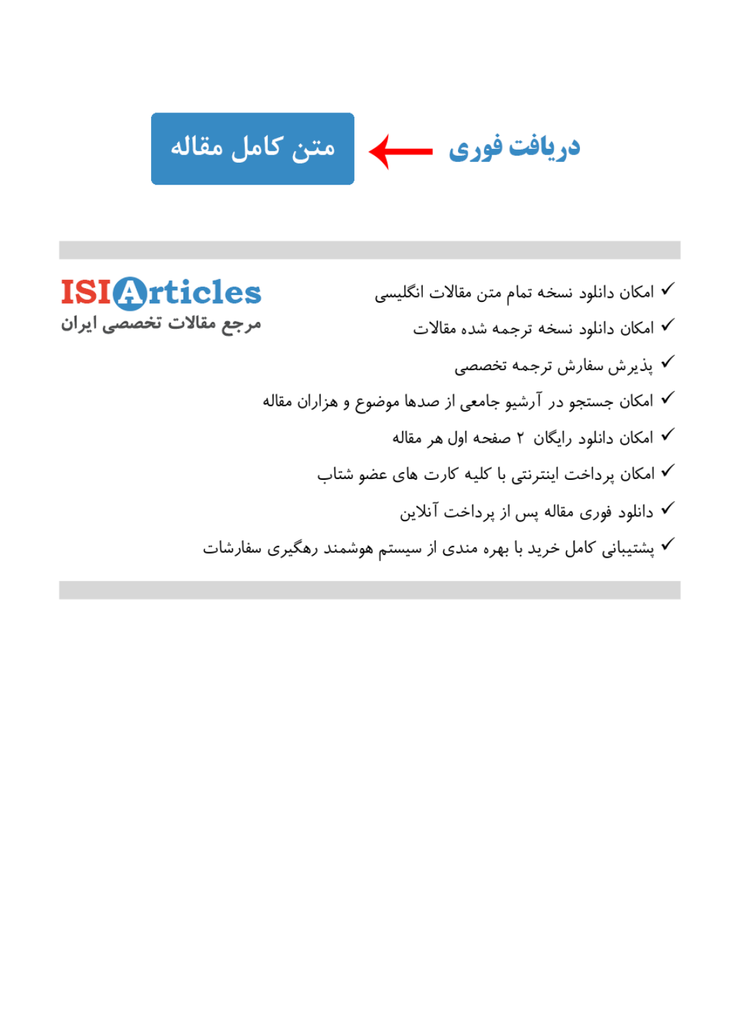دریافت فوری ← متن کامل مقاله

**ISIArticles**
مرجع مقالات تخصصی ایران

- ✓ امکان دانلود نسخه تمام متن مقالات انگلیسی
- ✓ امکان دانلود نسخه ترجمه شده مقالات
- ✓ پذیرش سفارش ترجمه تخصصی
- ✓ امکان جستجو در آرشیو جامعی از صدها موضوع و هزاران مقاله
- ✓ امکان دانلود رایگان ۲ صفحه اول هر مقاله
- ✓ امکان پرداخت اینترنتی با کلیه کارت های عضو شتاب
- ✓ دانلود فوری مقاله پس از پرداخت آنلاین
- ✓ پشتیبانی کامل خرید با بهره مندی از سیستم هوشمند رهگیری سفارشات